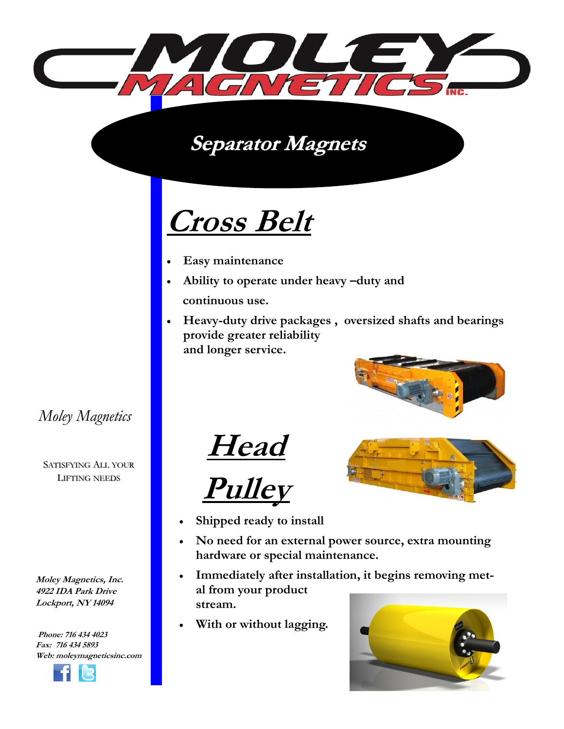# MOLEY MAGNETICS INC.

## Separator Magnets

## Cross Belt

- **Easy maintenance**
- **Ability to operate under heavy –duty and continuous use.**
- **Heavy-duty drive packages , oversized shafts and bearings provide greater reliability and longer service.**

## Head Pulley

- **Shipped ready to install**
- **No need for an external power source, extra mounting hardware or special maintenance.**
- **Immediately after installation, it begins removing metal from your product stream.**
- **With or without lagging.**

*Moley Magnetics*

SATISFYING ALL YOUR LIFTING NEEDS

***Moley Magnetics, Inc.***
***4922 IDA Park Drive***
***Lockport, NY 14094***

***Phone: 716 434 4023***
***Fax: 716 434 5893***
***Web: moleymagneticsinc.com***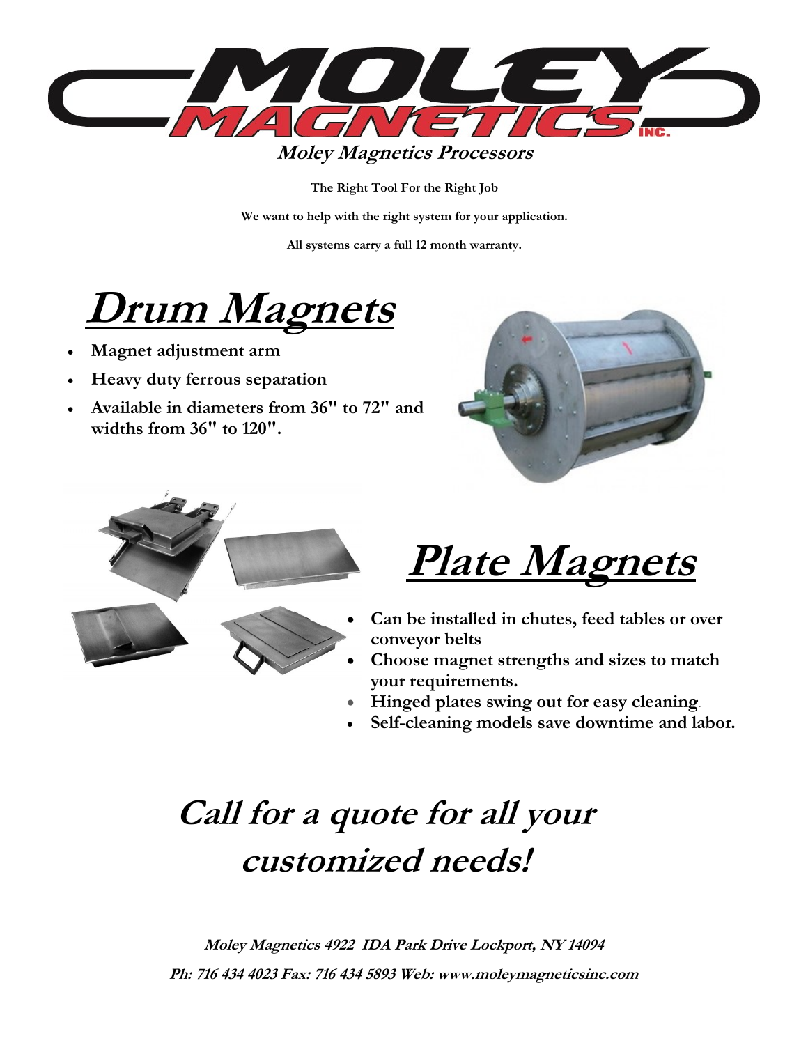# MOLEY MAGNETICS INC.

**Moley Magnetics Processors**

**The Right Tool For the Right Job**

**We want to help with the right system for your application.**

**All systems carry a full 12 month warranty.**

## Drum Magnets

- **Magnet adjustment arm**
- **Heavy duty ferrous separation**
- **Available in diameters from 36" to 72" and widths from 36" to 120".**

## Plate Magnets

- **Can be installed in chutes, feed tables or over conveyor belts**
- **Choose magnet strengths and sizes to match your requirements.**
- **Hinged plates swing out for easy cleaning.**
- **Self-cleaning models save downtime and labor.**

## Call for a quote for all your customized needs!

***Moley Magnetics 4922 IDA Park Drive Lockport, NY 14094***

***Ph: 716 434 4023 Fax: 716 434 5893 Web: www.moleymagneticsinc.com***